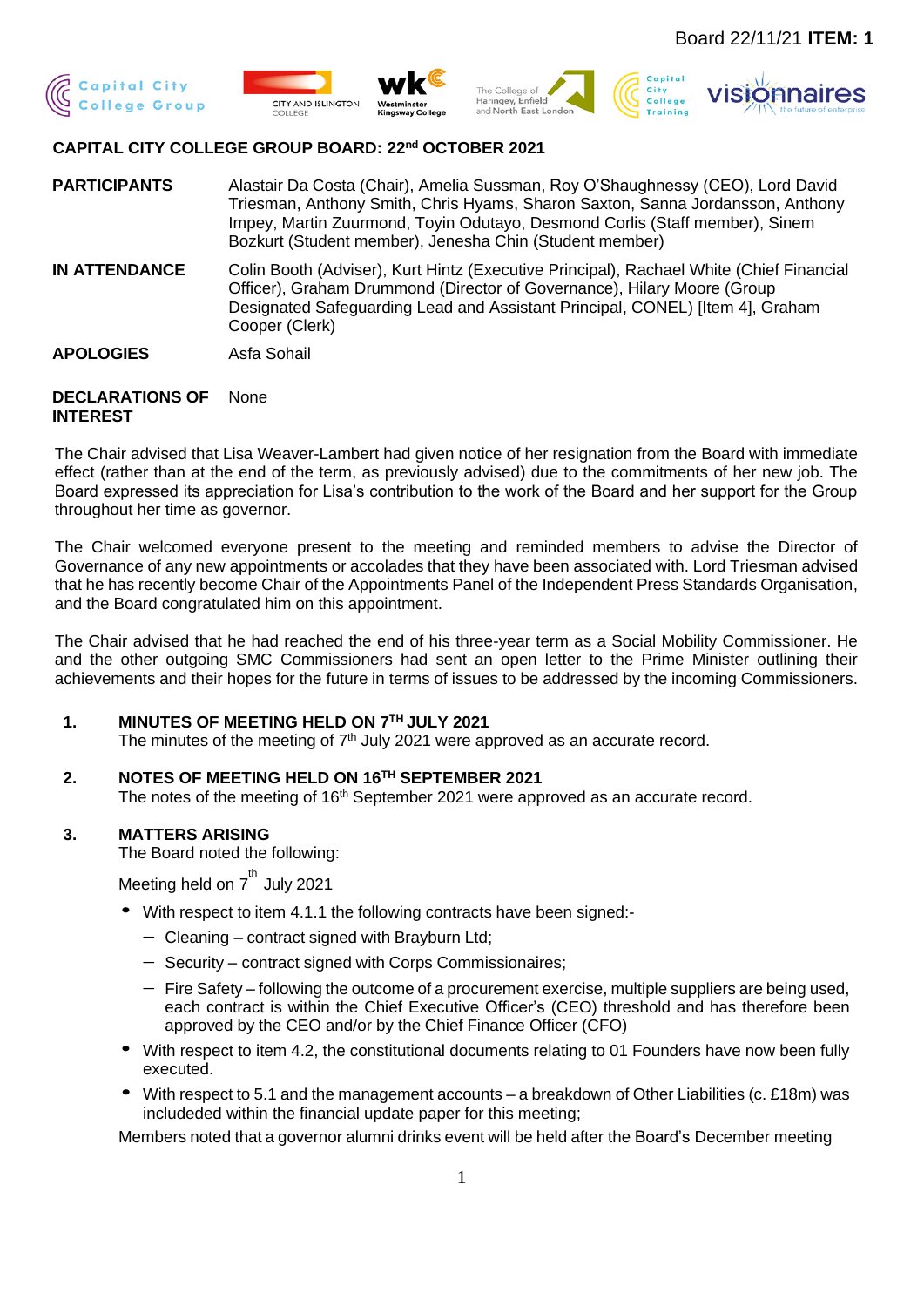Board 22/11/21 **ITEM: 1**

## CAPITAL CITY COLLEGE GROUP BOARD: 22nd OCTOBER 2021

**PARTICIPANTS** Alastair Da Costa (Chair), Amelia Sussman, Roy O'Shaughnessy (CEO), Lord David Triesman, Anthony Smith, Chris Hyams, Sharon Saxton, Sanna Jordansson, Anthony Impey, Martin Zuurmond, Toyin Odutayo, Desmond Corlis (Staff member), Sinem Bozkurt (Student member), Jenesha Chin (Student member)

**IN ATTENDANCE** Colin Booth (Adviser), Kurt Hintz (Executive Principal), Rachael White (Chief Financial Officer), Graham Drummond (Director of Governance), Hilary Moore (Group Designated Safeguarding Lead and Assistant Principal, CONEL) [Item 4], Graham Cooper (Clerk)

**APOLOGIES** Asfa Sohail

**DECLARATIONS OF INTEREST** None

The Chair advised that Lisa Weaver-Lambert had given notice of her resignation from the Board with immediate effect (rather than at the end of the term, as previously advised) due to the commitments of her new job. The Board expressed its appreciation for Lisa's contribution to the work of the Board and her support for the Group throughout her time as governor.

The Chair welcomed everyone present to the meeting and reminded members to advise the Director of Governance of any new appointments or accolades that they have been associated with. Lord Triesman advised that he has recently become Chair of the Appointments Panel of the Independent Press Standards Organisation, and the Board congratulated him on this appointment.

The Chair advised that he had reached the end of his three-year term as a Social Mobility Commissioner. He and the other outgoing SMC Commissioners had sent an open letter to the Prime Minister outlining their achievements and their hopes for the future in terms of issues to be addressed by the incoming Commissioners.

### 1. MINUTES OF MEETING HELD ON 7TH JULY 2021

The minutes of the meeting of 7th July 2021 were approved as an accurate record.

### 2. NOTES OF MEETING HELD ON 16TH SEPTEMBER 2021

The notes of the meeting of 16th September 2021 were approved as an accurate record.

### 3. MATTERS ARISING

The Board noted the following:

Meeting held on 7th July 2021

- With respect to item 4.1.1 the following contracts have been signed:-
  - Cleaning – contract signed with Brayburn Ltd;
  - Security – contract signed with Corps Commissionaires;
  - Fire Safety – following the outcome of a procurement exercise, multiple suppliers are being used, each contract is within the Chief Executive Officer's (CEO) threshold and has therefore been approved by the CEO and/or by the Chief Finance Officer (CFO)
- With respect to item 4.2, the constitutional documents relating to 01 Founders have now been fully executed.
- With respect to 5.1 and the management accounts – a breakdown of Other Liabilities (c. £18m) was includeded within the financial update paper for this meeting;

Members noted that a governor alumni drinks event will be held after the Board's December meeting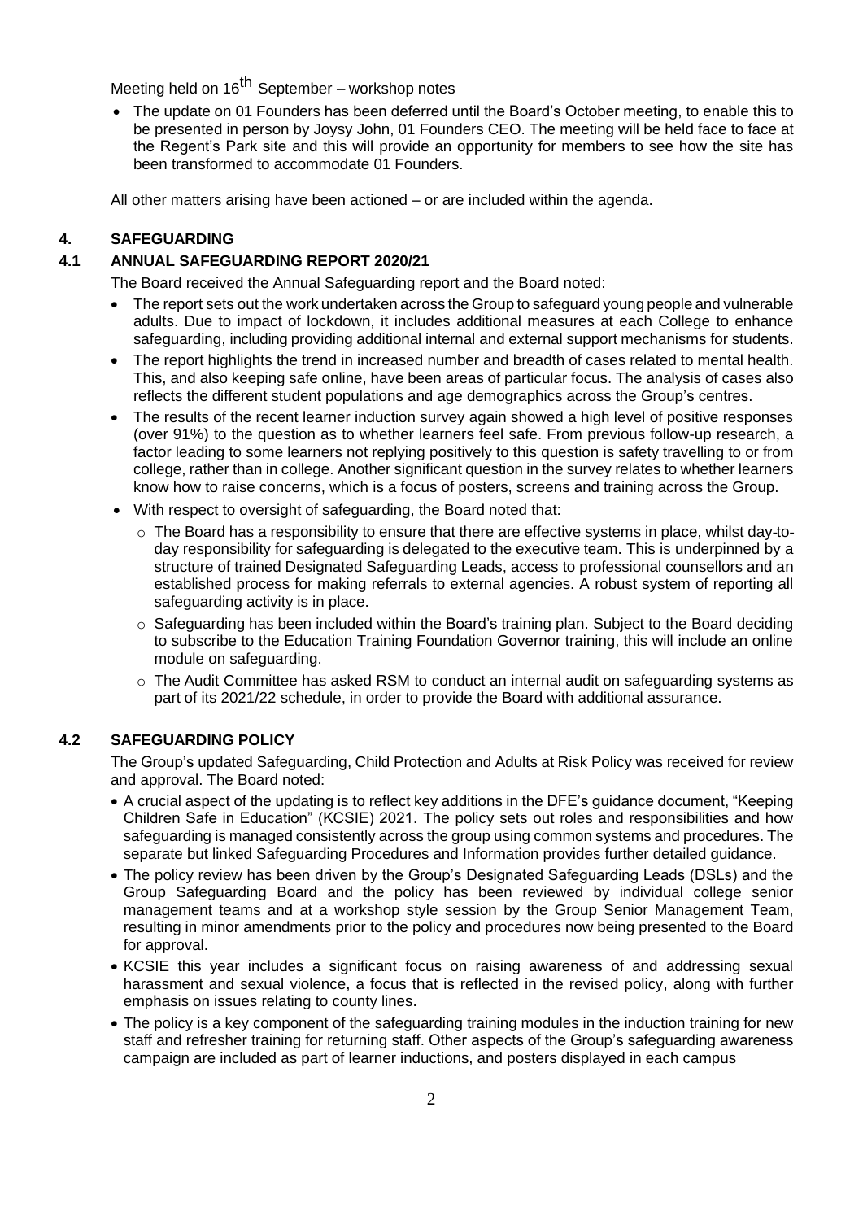Meeting held on 16th September – workshop notes

- The update on 01 Founders has been deferred until the Board's October meeting, to enable this to be presented in person by Joysy John, 01 Founders CEO. The meeting will be held face to face at the Regent's Park site and this will provide an opportunity for members to see how the site has been transformed to accommodate 01 Founders.

All other matters arising have been actioned – or are included within the agenda.

## 4. SAFEGUARDING

### 4.1 ANNUAL SAFEGUARDING REPORT 2020/21

The Board received the Annual Safeguarding report and the Board noted:

- The report sets out the work undertaken across the Group to safeguard young people and vulnerable adults. Due to impact of lockdown, it includes additional measures at each College to enhance safeguarding, including providing additional internal and external support mechanisms for students.
- The report highlights the trend in increased number and breadth of cases related to mental health. This, and also keeping safe online, have been areas of particular focus. The analysis of cases also reflects the different student populations and age demographics across the Group's centres.
- The results of the recent learner induction survey again showed a high level of positive responses (over 91%) to the question as to whether learners feel safe. From previous follow-up research, a factor leading to some learners not replying positively to this question is safety travelling to or from college, rather than in college. Another significant question in the survey relates to whether learners know how to raise concerns, which is a focus of posters, screens and training across the Group.
- With respect to oversight of safeguarding, the Board noted that:
  - The Board has a responsibility to ensure that there are effective systems in place, whilst day-to-day responsibility for safeguarding is delegated to the executive team. This is underpinned by a structure of trained Designated Safeguarding Leads, access to professional counsellors and an established process for making referrals to external agencies. A robust system of reporting all safeguarding activity is in place.
  - Safeguarding has been included within the Board's training plan. Subject to the Board deciding to subscribe to the Education Training Foundation Governor training, this will include an online module on safeguarding.
  - The Audit Committee has asked RSM to conduct an internal audit on safeguarding systems as part of its 2021/22 schedule, in order to provide the Board with additional assurance.

### 4.2 SAFEGUARDING POLICY

The Group's updated Safeguarding, Child Protection and Adults at Risk Policy was received for review and approval. The Board noted:

- A crucial aspect of the updating is to reflect key additions in the DFE's guidance document, "Keeping Children Safe in Education" (KCSIE) 2021. The policy sets out roles and responsibilities and how safeguarding is managed consistently across the group using common systems and procedures. The separate but linked Safeguarding Procedures and Information provides further detailed guidance.
- The policy review has been driven by the Group's Designated Safeguarding Leads (DSLs) and the Group Safeguarding Board and the policy has been reviewed by individual college senior management teams and at a workshop style session by the Group Senior Management Team, resulting in minor amendments prior to the policy and procedures now being presented to the Board for approval.
- KCSIE this year includes a significant focus on raising awareness of and addressing sexual harassment and sexual violence, a focus that is reflected in the revised policy, along with further emphasis on issues relating to county lines.
- The policy is a key component of the safeguarding training modules in the induction training for new staff and refresher training for returning staff. Other aspects of the Group's safeguarding awareness campaign are included as part of learner inductions, and posters displayed in each campus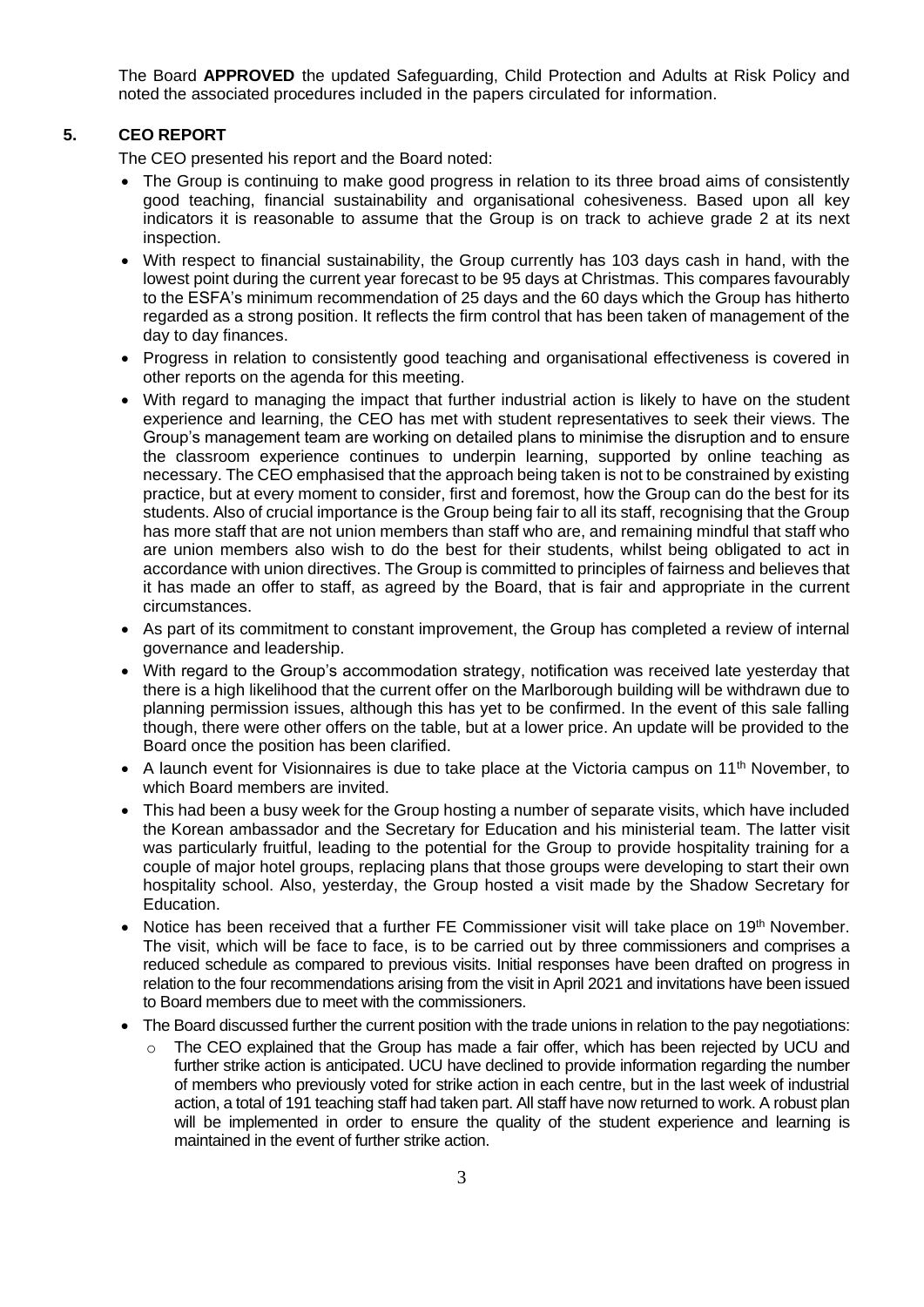The Board **APPROVED** the updated Safeguarding, Child Protection and Adults at Risk Policy and noted the associated procedures included in the papers circulated for information.

## 5. CEO REPORT

The CEO presented his report and the Board noted:

- The Group is continuing to make good progress in relation to its three broad aims of consistently good teaching, financial sustainability and organisational cohesiveness. Based upon all key indicators it is reasonable to assume that the Group is on track to achieve grade 2 at its next inspection.
- With respect to financial sustainability, the Group currently has 103 days cash in hand, with the lowest point during the current year forecast to be 95 days at Christmas. This compares favourably to the ESFA's minimum recommendation of 25 days and the 60 days which the Group has hitherto regarded as a strong position. It reflects the firm control that has been taken of management of the day to day finances.
- Progress in relation to consistently good teaching and organisational effectiveness is covered in other reports on the agenda for this meeting.
- With regard to managing the impact that further industrial action is likely to have on the student experience and learning, the CEO has met with student representatives to seek their views. The Group's management team are working on detailed plans to minimise the disruption and to ensure the classroom experience continues to underpin learning, supported by online teaching as necessary. The CEO emphasised that the approach being taken is not to be constrained by existing practice, but at every moment to consider, first and foremost, how the Group can do the best for its students. Also of crucial importance is the Group being fair to all its staff, recognising that the Group has more staff that are not union members than staff who are, and remaining mindful that staff who are union members also wish to do the best for their students, whilst being obligated to act in accordance with union directives. The Group is committed to principles of fairness and believes that it has made an offer to staff, as agreed by the Board, that is fair and appropriate in the current circumstances.
- As part of its commitment to constant improvement, the Group has completed a review of internal governance and leadership.
- With regard to the Group's accommodation strategy, notification was received late yesterday that there is a high likelihood that the current offer on the Marlborough building will be withdrawn due to planning permission issues, although this has yet to be confirmed. In the event of this sale falling though, there were other offers on the table, but at a lower price. An update will be provided to the Board once the position has been clarified.
- A launch event for Visionnaires is due to take place at the Victoria campus on 11th November, to which Board members are invited.
- This had been a busy week for the Group hosting a number of separate visits, which have included the Korean ambassador and the Secretary for Education and his ministerial team. The latter visit was particularly fruitful, leading to the potential for the Group to provide hospitality training for a couple of major hotel groups, replacing plans that those groups were developing to start their own hospitality school. Also, yesterday, the Group hosted a visit made by the Shadow Secretary for Education.
- Notice has been received that a further FE Commissioner visit will take place on 19th November. The visit, which will be face to face, is to be carried out by three commissioners and comprises a reduced schedule as compared to previous visits. Initial responses have been drafted on progress in relation to the four recommendations arising from the visit in April 2021 and invitations have been issued to Board members due to meet with the commissioners.
- The Board discussed further the current position with the trade unions in relation to the pay negotiations:
  - The CEO explained that the Group has made a fair offer, which has been rejected by UCU and further strike action is anticipated. UCU have declined to provide information regarding the number of members who previously voted for strike action in each centre, but in the last week of industrial action, a total of 191 teaching staff had taken part. All staff have now returned to work. A robust plan will be implemented in order to ensure the quality of the student experience and learning is maintained in the event of further strike action.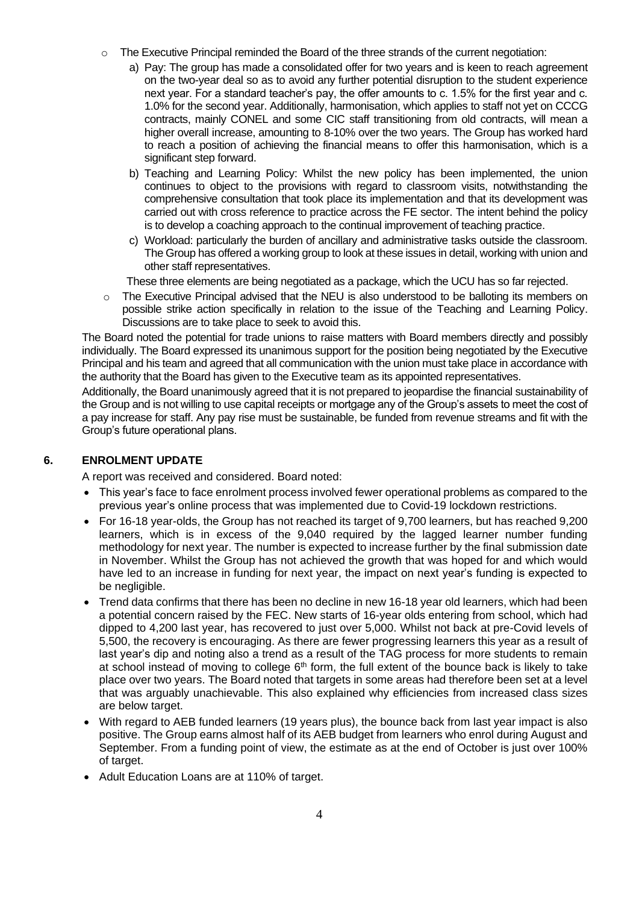- The Executive Principal reminded the Board of the three strands of the current negotiation:
  a) Pay: The group has made a consolidated offer for two years and is keen to reach agreement on the two-year deal so as to avoid any further potential disruption to the student experience next year. For a standard teacher's pay, the offer amounts to c. 1.5% for the first year and c. 1.0% for the second year. Additionally, harmonisation, which applies to staff not yet on CCCG contracts, mainly CONEL and some CIC staff transitioning from old contracts, will mean a higher overall increase, amounting to 8-10% over the two years. The Group has worked hard to reach a position of achieving the financial means to offer this harmonisation, which is a significant step forward.
  b) Teaching and Learning Policy: Whilst the new policy has been implemented, the union continues to object to the provisions with regard to classroom visits, notwithstanding the comprehensive consultation that took place its implementation and that its development was carried out with cross reference to practice across the FE sector. The intent behind the policy is to develop a coaching approach to the continual improvement of teaching practice.
  c) Workload: particularly the burden of ancillary and administrative tasks outside the classroom. The Group has offered a working group to look at these issues in detail, working with union and other staff representatives.

  These three elements are being negotiated as a package, which the UCU has so far rejected.
- The Executive Principal advised that the NEU is also understood to be balloting its members on possible strike action specifically in relation to the issue of the Teaching and Learning Policy. Discussions are to take place to seek to avoid this.

The Board noted the potential for trade unions to raise matters with Board members directly and possibly individually. The Board expressed its unanimous support for the position being negotiated by the Executive Principal and his team and agreed that all communication with the union must take place in accordance with the authority that the Board has given to the Executive team as its appointed representatives.

Additionally, the Board unanimously agreed that it is not prepared to jeopardise the financial sustainability of the Group and is not willing to use capital receipts or mortgage any of the Group's assets to meet the cost of a pay increase for staff. Any pay rise must be sustainable, be funded from revenue streams and fit with the Group's future operational plans.

## 6. ENROLMENT UPDATE

A report was received and considered. Board noted:

- This year's face to face enrolment process involved fewer operational problems as compared to the previous year's online process that was implemented due to Covid-19 lockdown restrictions.
- For 16-18 year-olds, the Group has not reached its target of 9,700 learners, but has reached 9,200 learners, which is in excess of the 9,040 required by the lagged learner number funding methodology for next year. The number is expected to increase further by the final submission date in November. Whilst the Group has not achieved the growth that was hoped for and which would have led to an increase in funding for next year, the impact on next year's funding is expected to be negligible.
- Trend data confirms that there has been no decline in new 16-18 year old learners, which had been a potential concern raised by the FEC. New starts of 16-year olds entering from school, which had dipped to 4,200 last year, has recovered to just over 5,000. Whilst not back at pre-Covid levels of 5,500, the recovery is encouraging. As there are fewer progressing learners this year as a result of last year's dip and noting also a trend as a result of the TAG process for more students to remain at school instead of moving to college 6th form, the full extent of the bounce back is likely to take place over two years. The Board noted that targets in some areas had therefore been set at a level that was arguably unachievable. This also explained why efficiencies from increased class sizes are below target.
- With regard to AEB funded learners (19 years plus), the bounce back from last year impact is also positive. The Group earns almost half of its AEB budget from learners who enrol during August and September. From a funding point of view, the estimate as at the end of October is just over 100% of target.
- Adult Education Loans are at 110% of target.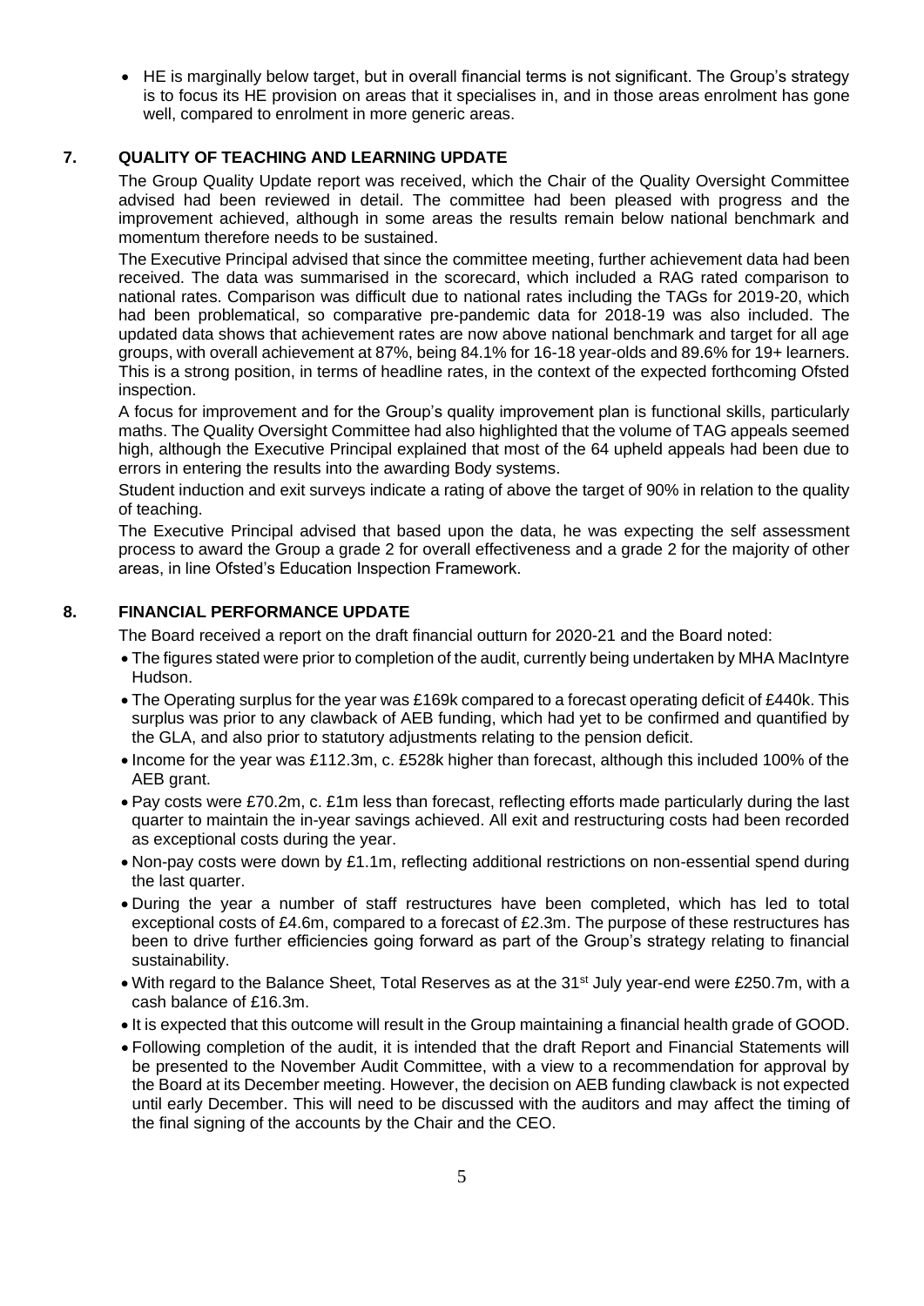- HE is marginally below target, but in overall financial terms is not significant. The Group's strategy is to focus its HE provision on areas that it specialises in, and in those areas enrolment has gone well, compared to enrolment in more generic areas.

## 7. QUALITY OF TEACHING AND LEARNING UPDATE

The Group Quality Update report was received, which the Chair of the Quality Oversight Committee advised had been reviewed in detail. The committee had been pleased with progress and the improvement achieved, although in some areas the results remain below national benchmark and momentum therefore needs to be sustained.

The Executive Principal advised that since the committee meeting, further achievement data had been received. The data was summarised in the scorecard, which included a RAG rated comparison to national rates. Comparison was difficult due to national rates including the TAGs for 2019-20, which had been problematical, so comparative pre-pandemic data for 2018-19 was also included. The updated data shows that achievement rates are now above national benchmark and target for all age groups, with overall achievement at 87%, being 84.1% for 16-18 year-olds and 89.6% for 19+ learners. This is a strong position, in terms of headline rates, in the context of the expected forthcoming Ofsted inspection.

A focus for improvement and for the Group's quality improvement plan is functional skills, particularly maths. The Quality Oversight Committee had also highlighted that the volume of TAG appeals seemed high, although the Executive Principal explained that most of the 64 upheld appeals had been due to errors in entering the results into the awarding Body systems.

Student induction and exit surveys indicate a rating of above the target of 90% in relation to the quality of teaching.

The Executive Principal advised that based upon the data, he was expecting the self assessment process to award the Group a grade 2 for overall effectiveness and a grade 2 for the majority of other areas, in line Ofsted's Education Inspection Framework.

## 8. FINANCIAL PERFORMANCE UPDATE

The Board received a report on the draft financial outturn for 2020-21 and the Board noted:

- The figures stated were prior to completion of the audit, currently being undertaken by MHA MacIntyre Hudson.
- The Operating surplus for the year was £169k compared to a forecast operating deficit of £440k. This surplus was prior to any clawback of AEB funding, which had yet to be confirmed and quantified by the GLA, and also prior to statutory adjustments relating to the pension deficit.
- Income for the year was £112.3m, c. £528k higher than forecast, although this included 100% of the AEB grant.
- Pay costs were £70.2m, c. £1m less than forecast, reflecting efforts made particularly during the last quarter to maintain the in-year savings achieved. All exit and restructuring costs had been recorded as exceptional costs during the year.
- Non-pay costs were down by £1.1m, reflecting additional restrictions on non-essential spend during the last quarter.
- During the year a number of staff restructures have been completed, which has led to total exceptional costs of £4.6m, compared to a forecast of £2.3m. The purpose of these restructures has been to drive further efficiencies going forward as part of the Group's strategy relating to financial sustainability.
- With regard to the Balance Sheet, Total Reserves as at the 31st July year-end were £250.7m, with a cash balance of £16.3m.
- It is expected that this outcome will result in the Group maintaining a financial health grade of GOOD.
- Following completion of the audit, it is intended that the draft Report and Financial Statements will be presented to the November Audit Committee, with a view to a recommendation for approval by the Board at its December meeting. However, the decision on AEB funding clawback is not expected until early December. This will need to be discussed with the auditors and may affect the timing of the final signing of the accounts by the Chair and the CEO.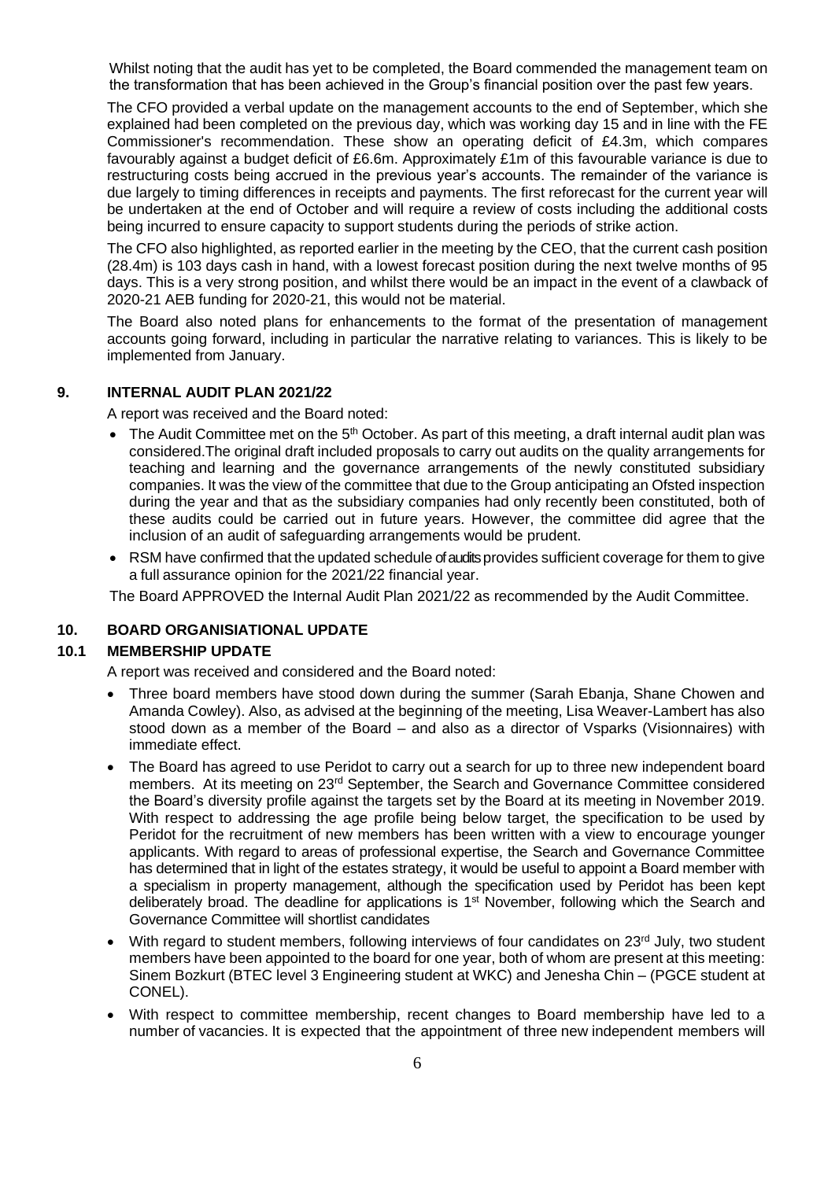Whilst noting that the audit has yet to be completed, the Board commended the management team on the transformation that has been achieved in the Group's financial position over the past few years.

The CFO provided a verbal update on the management accounts to the end of September, which she explained had been completed on the previous day, which was working day 15 and in line with the FE Commissioner's recommendation. These show an operating deficit of £4.3m, which compares favourably against a budget deficit of £6.6m. Approximately £1m of this favourable variance is due to restructuring costs being accrued in the previous year's accounts. The remainder of the variance is due largely to timing differences in receipts and payments. The first reforecast for the current year will be undertaken at the end of October and will require a review of costs including the additional costs being incurred to ensure capacity to support students during the periods of strike action.

The CFO also highlighted, as reported earlier in the meeting by the CEO, that the current cash position (28.4m) is 103 days cash in hand, with a lowest forecast position during the next twelve months of 95 days. This is a very strong position, and whilst there would be an impact in the event of a clawback of 2020-21 AEB funding for 2020-21, this would not be material.

The Board also noted plans for enhancements to the format of the presentation of management accounts going forward, including in particular the narrative relating to variances. This is likely to be implemented from January.

## 9. INTERNAL AUDIT PLAN 2021/22

A report was received and the Board noted:

- The Audit Committee met on the 5th October. As part of this meeting, a draft internal audit plan was considered.The original draft included proposals to carry out audits on the quality arrangements for teaching and learning and the governance arrangements of the newly constituted subsidiary companies. It was the view of the committee that due to the Group anticipating an Ofsted inspection during the year and that as the subsidiary companies had only recently been constituted, both of these audits could be carried out in future years. However, the committee did agree that the inclusion of an audit of safeguarding arrangements would be prudent.
- RSM have confirmed that the updated schedule of audits provides sufficient coverage for them to give a full assurance opinion for the 2021/22 financial year.

The Board APPROVED the Internal Audit Plan 2021/22 as recommended by the Audit Committee.

## 10. BOARD ORGANISIATIONAL UPDATE

### 10.1 MEMBERSHIP UPDATE

A report was received and considered and the Board noted:

- Three board members have stood down during the summer (Sarah Ebanja, Shane Chowen and Amanda Cowley). Also, as advised at the beginning of the meeting, Lisa Weaver-Lambert has also stood down as a member of the Board – and also as a director of Vsparks (Visionnaires) with immediate effect.
- The Board has agreed to use Peridot to carry out a search for up to three new independent board members. At its meeting on 23rd September, the Search and Governance Committee considered the Board's diversity profile against the targets set by the Board at its meeting in November 2019. With respect to addressing the age profile being below target, the specification to be used by Peridot for the recruitment of new members has been written with a view to encourage younger applicants. With regard to areas of professional expertise, the Search and Governance Committee has determined that in light of the estates strategy, it would be useful to appoint a Board member with a specialism in property management, although the specification used by Peridot has been kept deliberately broad. The deadline for applications is 1st November, following which the Search and Governance Committee will shortlist candidates
- With regard to student members, following interviews of four candidates on 23rd July, two student members have been appointed to the board for one year, both of whom are present at this meeting: Sinem Bozkurt (BTEC level 3 Engineering student at WKC) and Jenesha Chin – (PGCE student at CONEL).
- With respect to committee membership, recent changes to Board membership have led to a number of vacancies. It is expected that the appointment of three new independent members will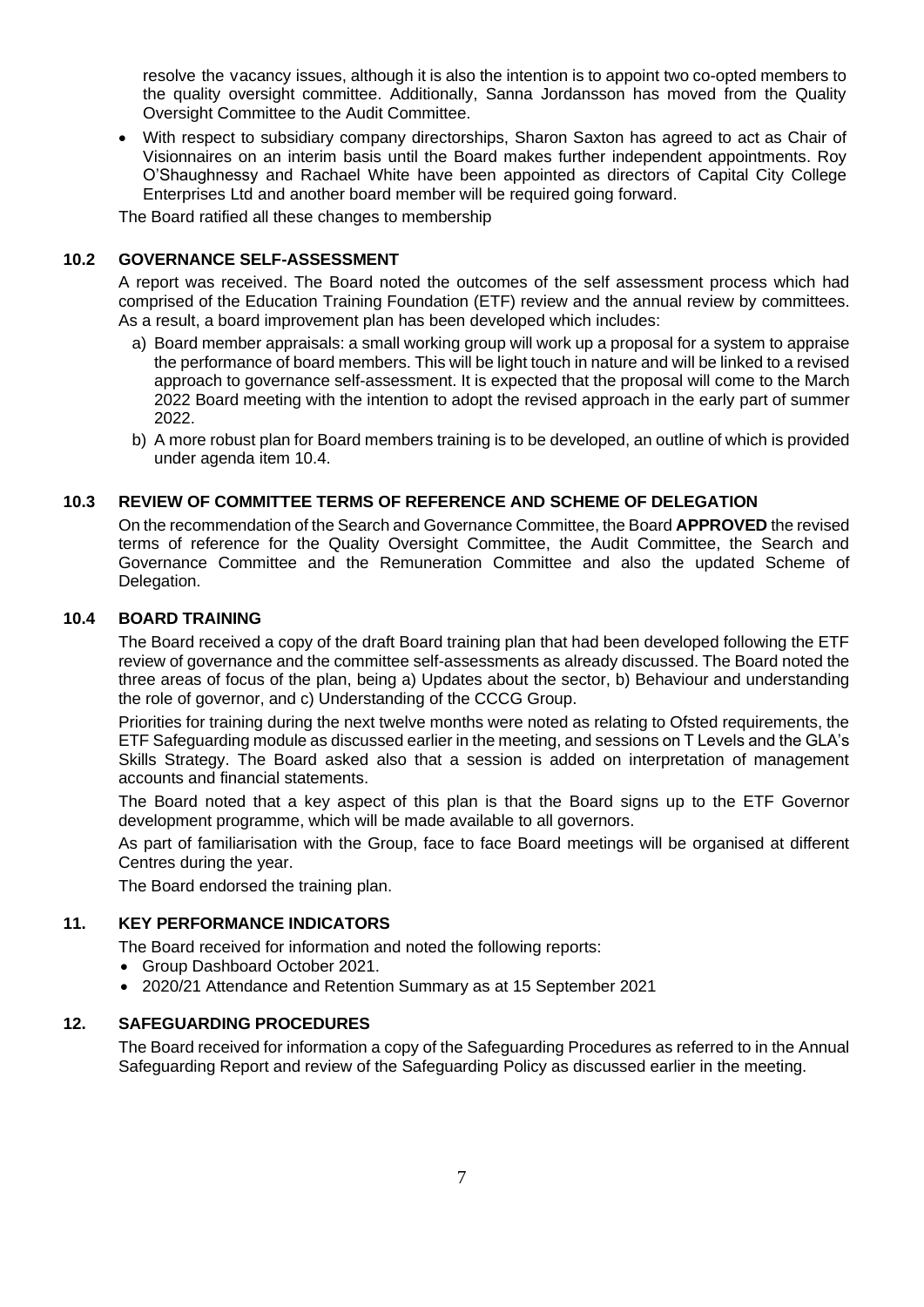resolve the vacancy issues, although it is also the intention is to appoint two co-opted members to the quality oversight committee. Additionally, Sanna Jordansson has moved from the Quality Oversight Committee to the Audit Committee.

- With respect to subsidiary company directorships, Sharon Saxton has agreed to act as Chair of Visionnaires on an interim basis until the Board makes further independent appointments. Roy O'Shaughnessy and Rachael White have been appointed as directors of Capital City College Enterprises Ltd and another board member will be required going forward.

The Board ratified all these changes to membership

### 10.2 GOVERNANCE SELF-ASSESSMENT

A report was received. The Board noted the outcomes of the self assessment process which had comprised of the Education Training Foundation (ETF) review and the annual review by committees. As a result, a board improvement plan has been developed which includes:

a) Board member appraisals: a small working group will work up a proposal for a system to appraise the performance of board members. This will be light touch in nature and will be linked to a revised approach to governance self-assessment. It is expected that the proposal will come to the March 2022 Board meeting with the intention to adopt the revised approach in the early part of summer 2022.

b) A more robust plan for Board members training is to be developed, an outline of which is provided under agenda item 10.4.

### 10.3 REVIEW OF COMMITTEE TERMS OF REFERENCE AND SCHEME OF DELEGATION

On the recommendation of the Search and Governance Committee, the Board **APPROVED** the revised terms of reference for the Quality Oversight Committee, the Audit Committee, the Search and Governance Committee and the Remuneration Committee and also the updated Scheme of Delegation.

### 10.4 BOARD TRAINING

The Board received a copy of the draft Board training plan that had been developed following the ETF review of governance and the committee self-assessments as already discussed. The Board noted the three areas of focus of the plan, being a) Updates about the sector, b) Behaviour and understanding the role of governor, and c) Understanding of the CCCG Group.

Priorities for training during the next twelve months were noted as relating to Ofsted requirements, the ETF Safeguarding module as discussed earlier in the meeting, and sessions on T Levels and the GLA's Skills Strategy. The Board asked also that a session is added on interpretation of management accounts and financial statements.

The Board noted that a key aspect of this plan is that the Board signs up to the ETF Governor development programme, which will be made available to all governors.

As part of familiarisation with the Group, face to face Board meetings will be organised at different Centres during the year.

The Board endorsed the training plan.

### 11. KEY PERFORMANCE INDICATORS

The Board received for information and noted the following reports:

- Group Dashboard October 2021.
- 2020/21 Attendance and Retention Summary as at 15 September 2021

### 12. SAFEGUARDING PROCEDURES

The Board received for information a copy of the Safeguarding Procedures as referred to in the Annual Safeguarding Report and review of the Safeguarding Policy as discussed earlier in the meeting.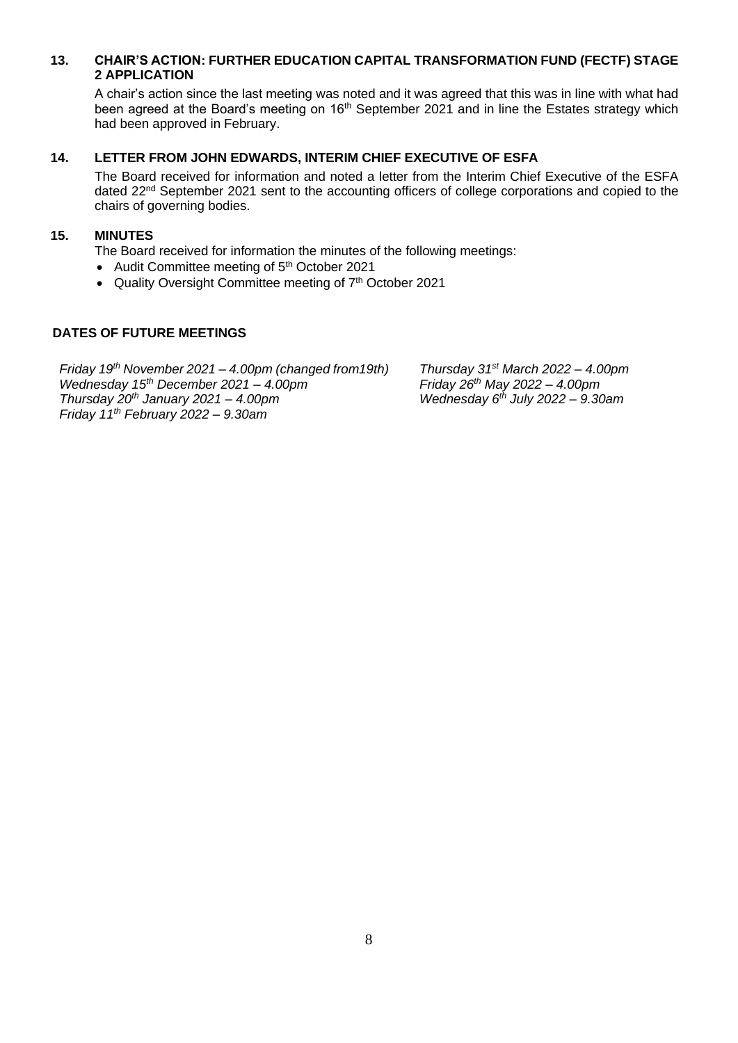## 13. CHAIR'S ACTION: FURTHER EDUCATION CAPITAL TRANSFORMATION FUND (FECTF) STAGE 2 APPLICATION

A chair's action since the last meeting was noted and it was agreed that this was in line with what had been agreed at the Board's meeting on 16th September 2021 and in line the Estates strategy which had been approved in February.

## 14. LETTER FROM JOHN EDWARDS, INTERIM CHIEF EXECUTIVE OF ESFA

The Board received for information and noted a letter from the Interim Chief Executive of the ESFA dated 22nd September 2021 sent to the accounting officers of college corporations and copied to the chairs of governing bodies.

## 15. MINUTES

The Board received for information the minutes of the following meetings:

- Audit Committee meeting of 5th October 2021
- Quality Oversight Committee meeting of 7th October 2021

## DATES OF FUTURE MEETINGS

*Friday 19th November 2021 – 4.00pm (changed from19th)*
*Wednesday 15th December 2021 – 4.00pm*
*Thursday 20th January 2021 – 4.00pm*
*Friday 11th February 2022 – 9.30am*
*Thursday 31st March 2022 – 4.00pm*
*Friday 26th May 2022 – 4.00pm*
*Wednesday 6th July 2022 – 9.30am*